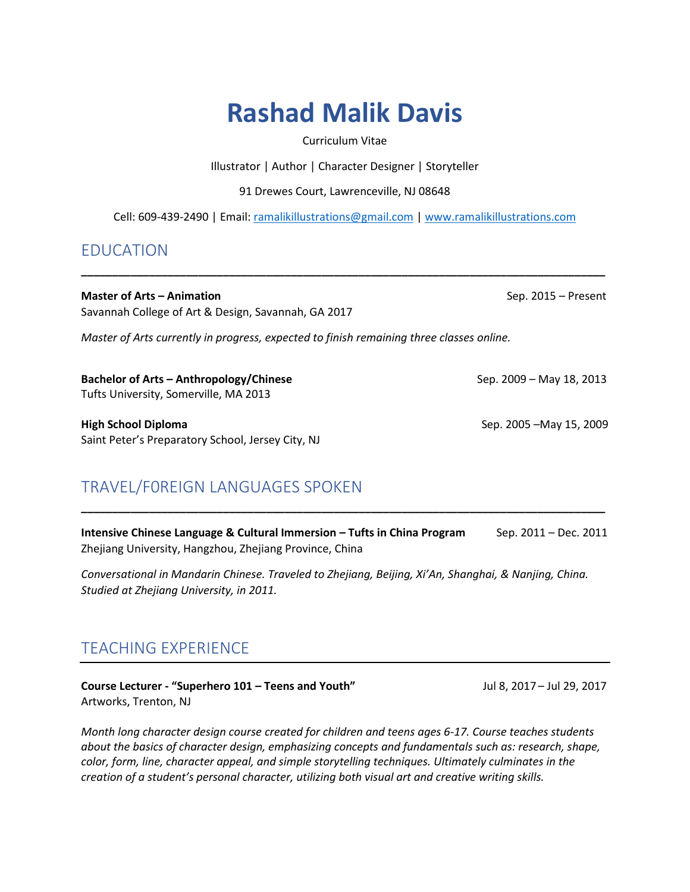# Rashad Malik Davis

Curriculum Vitae

Illustrator | Author | Character Designer | Storyteller

91 Drewes Court, Lawrenceville, NJ 08648

Cell: 609-439-2490 | Email: ramalikillustrations@gmail.com | www.ramalikillustrations.com

## EDUCATION

**Master of Arts – Animation** Sep. 2015 – Present
Savannah College of Art & Design, Savannah, GA 2017

*Master of Arts currently in progress, expected to finish remaining three classes online.*

**Bachelor of Arts – Anthropology/Chinese** Sep. 2009 – May 18, 2013
Tufts University, Somerville, MA 2013

**High School Diploma** Sep. 2005 –May 15, 2009
Saint Peter's Preparatory School, Jersey City, NJ

## TRAVEL/F0REIGN LANGUAGES SPOKEN

**Intensive Chinese Language & Cultural Immersion – Tufts in China Program** Sep. 2011 – Dec. 2011
Zhejiang University, Hangzhou, Zhejiang Province, China

*Conversational in Mandarin Chinese. Traveled to Zhejiang, Beijing, Xi'An, Shanghai, & Nanjing, China. Studied at Zhejiang University, in 2011.*

## TEACHING EXPERIENCE

**Course Lecturer - "Superhero 101 – Teens and Youth"** Jul 8, 2017 – Jul 29, 2017
Artworks, Trenton, NJ

*Month long character design course created for children and teens ages 6-17. Course teaches students about the basics of character design, emphasizing concepts and fundamentals such as: research, shape, color, form, line, character appeal, and simple storytelling techniques. Ultimately culminates in the creation of a student's personal character, utilizing both visual art and creative writing skills.*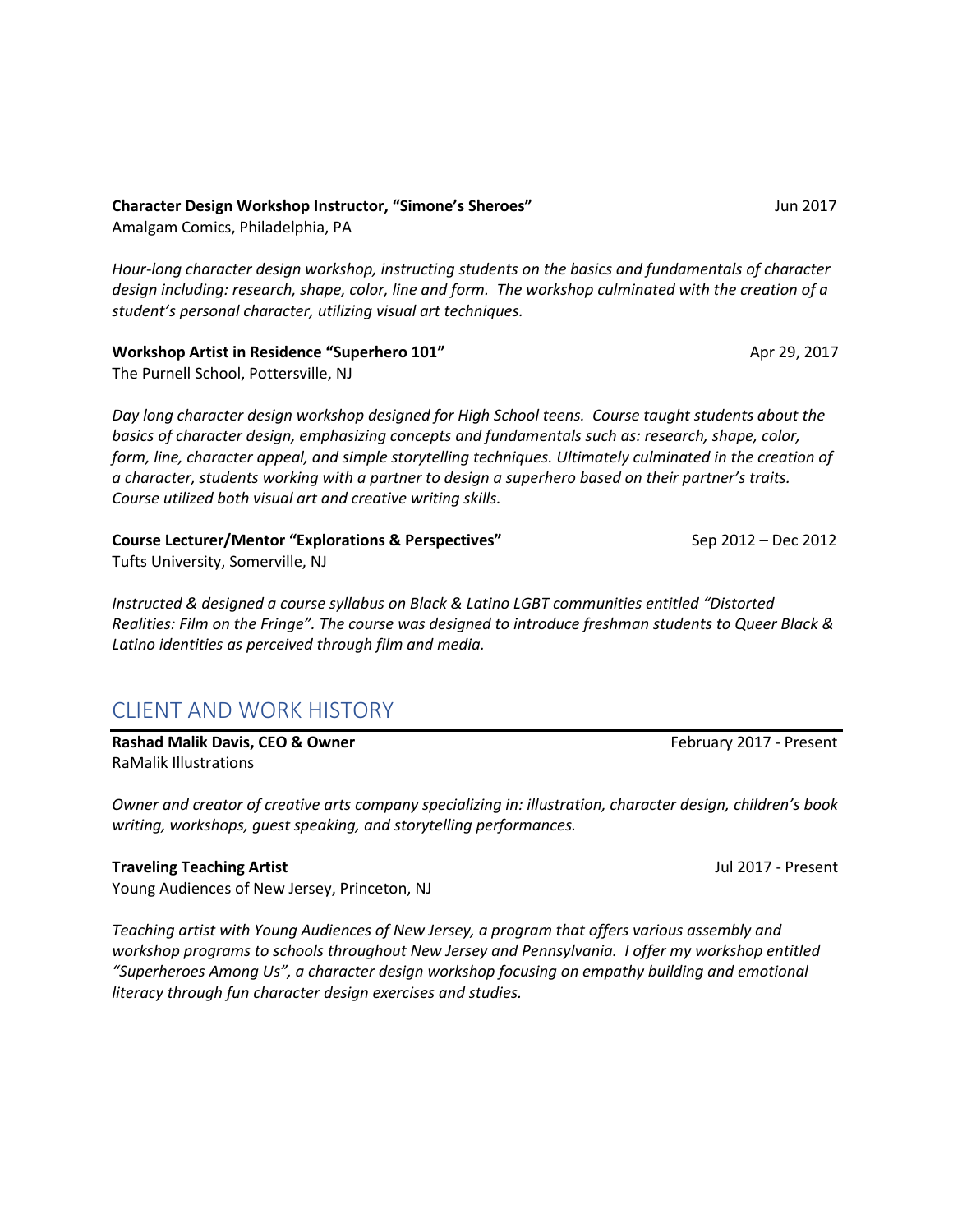**Character Design Workshop Instructor, "Simone's Sheroes"** Jun 2017
Amalgam Comics, Philadelphia, PA

*Hour-long character design workshop, instructing students on the basics and fundamentals of character design including: research, shape, color, line and form. The workshop culminated with the creation of a student's personal character, utilizing visual art techniques.*

**Workshop Artist in Residence "Superhero 101"** Apr 29, 2017
The Purnell School, Pottersville, NJ

*Day long character design workshop designed for High School teens. Course taught students about the basics of character design, emphasizing concepts and fundamentals such as: research, shape, color, form, line, character appeal, and simple storytelling techniques. Ultimately culminated in the creation of a character, students working with a partner to design a superhero based on their partner's traits. Course utilized both visual art and creative writing skills.*

**Course Lecturer/Mentor "Explorations & Perspectives"** Sep 2012 – Dec 2012
Tufts University, Somerville, NJ

*Instructed & designed a course syllabus on Black & Latino LGBT communities entitled "Distorted Realities: Film on the Fringe". The course was designed to introduce freshman students to Queer Black & Latino identities as perceived through film and media.*

## CLIENT AND WORK HISTORY

**Rashad Malik Davis, CEO & Owner** February 2017 - Present
RaMalik Illustrations

*Owner and creator of creative arts company specializing in: illustration, character design, children's book writing, workshops, guest speaking, and storytelling performances.*

**Traveling Teaching Artist** Jul 2017 - Present
Young Audiences of New Jersey, Princeton, NJ

*Teaching artist with Young Audiences of New Jersey, a program that offers various assembly and workshop programs to schools throughout New Jersey and Pennsylvania. I offer my workshop entitled "Superheroes Among Us", a character design workshop focusing on empathy building and emotional literacy through fun character design exercises and studies.*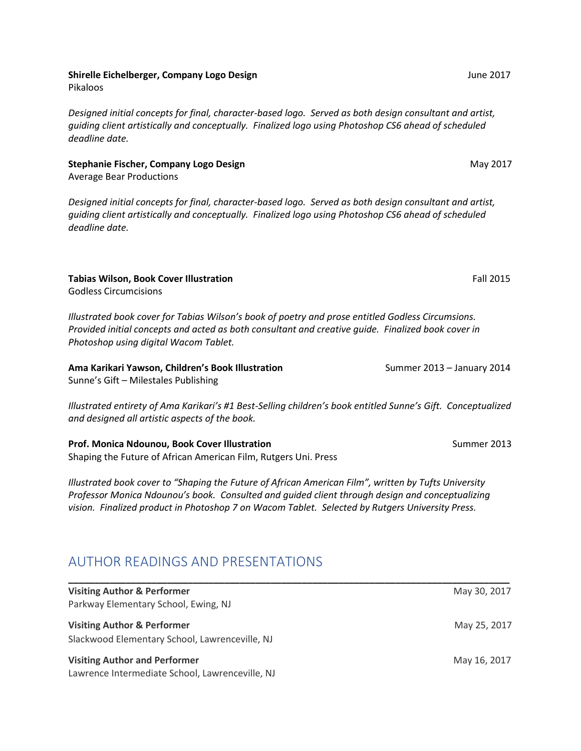**Shirelle Eichelberger, Company Logo Design** June 2017
Pikaloos

*Designed initial concepts for final, character-based logo. Served as both design consultant and artist, guiding client artistically and conceptually. Finalized logo using Photoshop CS6 ahead of scheduled deadline date.*

**Stephanie Fischer, Company Logo Design** May 2017
Average Bear Productions

*Designed initial concepts for final, character-based logo. Served as both design consultant and artist, guiding client artistically and conceptually. Finalized logo using Photoshop CS6 ahead of scheduled deadline date.*

**Tabias Wilson, Book Cover Illustration** Fall 2015
Godless Circumcisions

*Illustrated book cover for Tabias Wilson's book of poetry and prose entitled Godless Circumsions. Provided initial concepts and acted as both consultant and creative guide. Finalized book cover in Photoshop using digital Wacom Tablet.*

**Ama Karikari Yawson, Children's Book Illustration** Summer 2013 – January 2014
Sunne's Gift – Milestales Publishing

*Illustrated entirety of Ama Karikari's #1 Best-Selling children's book entitled Sunne's Gift. Conceptualized and designed all artistic aspects of the book.*

**Prof. Monica Ndounou, Book Cover Illustration** Summer 2013
Shaping the Future of African American Film, Rutgers Uni. Press

*Illustrated book cover to "Shaping the Future of African American Film", written by Tufts University Professor Monica Ndounou's book. Consulted and guided client through design and conceptualizing vision. Finalized product in Photoshop 7 on Wacom Tablet. Selected by Rutgers University Press.*

## AUTHOR READINGS AND PRESENTATIONS

**Visiting Author & Performer** May 30, 2017
Parkway Elementary School, Ewing, NJ

**Visiting Author & Performer** May 25, 2017
Slackwood Elementary School, Lawrenceville, NJ

**Visiting Author and Performer** May 16, 2017
Lawrence Intermediate School, Lawrenceville, NJ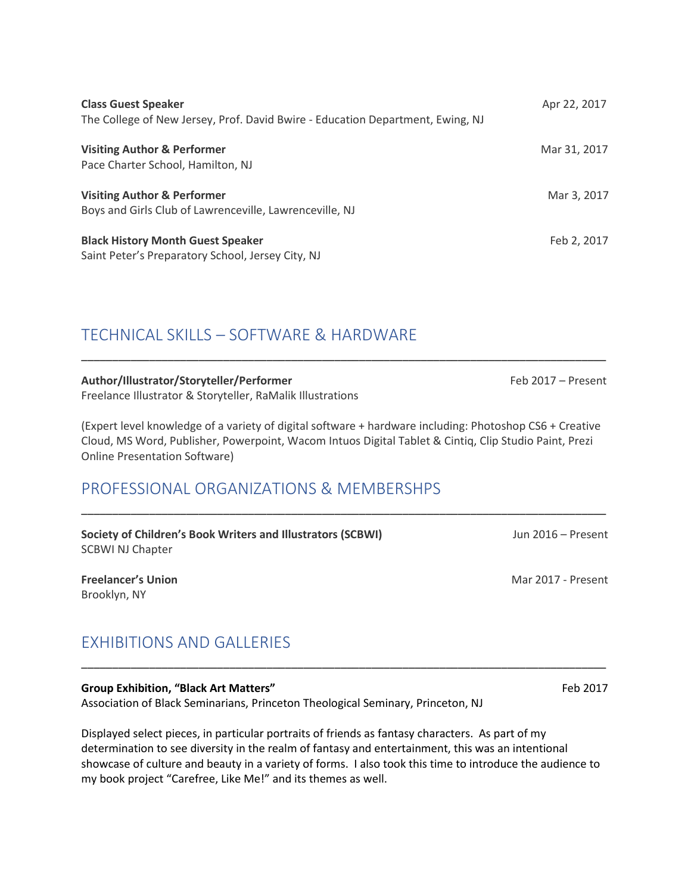**Class Guest Speaker** Apr 22, 2017
The College of New Jersey, Prof. David Bwire - Education Department, Ewing, NJ

**Visiting Author & Performer** Mar 31, 2017
Pace Charter School, Hamilton, NJ

**Visiting Author & Performer** Mar 3, 2017
Boys and Girls Club of Lawrenceville, Lawrenceville, NJ

**Black History Month Guest Speaker** Feb 2, 2017
Saint Peter's Preparatory School, Jersey City, NJ

## TECHNICAL SKILLS – SOFTWARE & HARDWARE

**Author/Illustrator/Storyteller/Performer** Feb 2017 – Present
Freelance Illustrator & Storyteller, RaMalik Illustrations

(Expert level knowledge of a variety of digital software + hardware including: Photoshop CS6 + Creative Cloud, MS Word, Publisher, Powerpoint, Wacom Intuos Digital Tablet & Cintiq, Clip Studio Paint, Prezi Online Presentation Software)

## PROFESSIONAL ORGANIZATIONS & MEMBERSHPS

**Society of Children's Book Writers and Illustrators (SCBWI)** Jun 2016 – Present
SCBWI NJ Chapter

**Freelancer's Union** Mar 2017 - Present
Brooklyn, NY

## EXHIBITIONS AND GALLERIES

**Group Exhibition, "Black Art Matters"** Feb 2017
Association of Black Seminarians, Princeton Theological Seminary, Princeton, NJ

Displayed select pieces, in particular portraits of friends as fantasy characters. As part of my determination to see diversity in the realm of fantasy and entertainment, this was an intentional showcase of culture and beauty in a variety of forms. I also took this time to introduce the audience to my book project "Carefree, Like Me!" and its themes as well.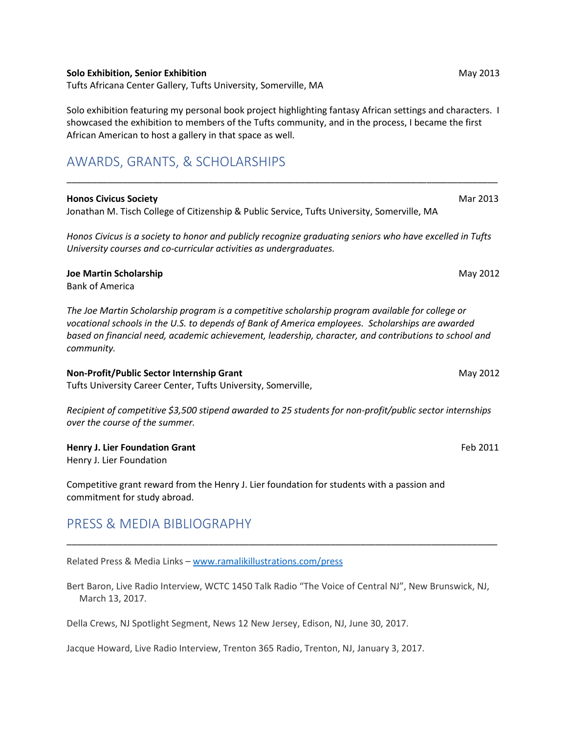**Solo Exhibition, Senior Exhibition** May 2013
Tufts Africana Center Gallery, Tufts University, Somerville, MA

Solo exhibition featuring my personal book project highlighting fantasy African settings and characters. I showcased the exhibition to members of the Tufts community, and in the process, I became the first African American to host a gallery in that space as well.

## AWARDS, GRANTS, & SCHOLARSHIPS

**Honos Civicus Society** Mar 2013
Jonathan M. Tisch College of Citizenship & Public Service, Tufts University, Somerville, MA

*Honos Civicus is a society to honor and publicly recognize graduating seniors who have excelled in Tufts University courses and co-curricular activities as undergraduates.*

**Joe Martin Scholarship** May 2012
Bank of America

*The Joe Martin Scholarship program is a competitive scholarship program available for college or vocational schools in the U.S. to depends of Bank of America employees. Scholarships are awarded based on financial need, academic achievement, leadership, character, and contributions to school and community.*

**Non-Profit/Public Sector Internship Grant** May 2012
Tufts University Career Center, Tufts University, Somerville,

*Recipient of competitive $3,500 stipend awarded to 25 students for non-profit/public sector internships over the course of the summer.*

**Henry J. Lier Foundation Grant** Feb 2011
Henry J. Lier Foundation

Competitive grant reward from the Henry J. Lier foundation for students with a passion and commitment for study abroad.

## PRESS & MEDIA BIBLIOGRAPHY

Related Press & Media Links – [www.ramalikillustrations.com/press](http://www.ramalikillustrations.com/press)

Bert Baron, Live Radio Interview, WCTC 1450 Talk Radio "The Voice of Central NJ", New Brunswick, NJ, March 13, 2017.

Della Crews, NJ Spotlight Segment, News 12 New Jersey, Edison, NJ, June 30, 2017.

Jacque Howard, Live Radio Interview, Trenton 365 Radio, Trenton, NJ, January 3, 2017.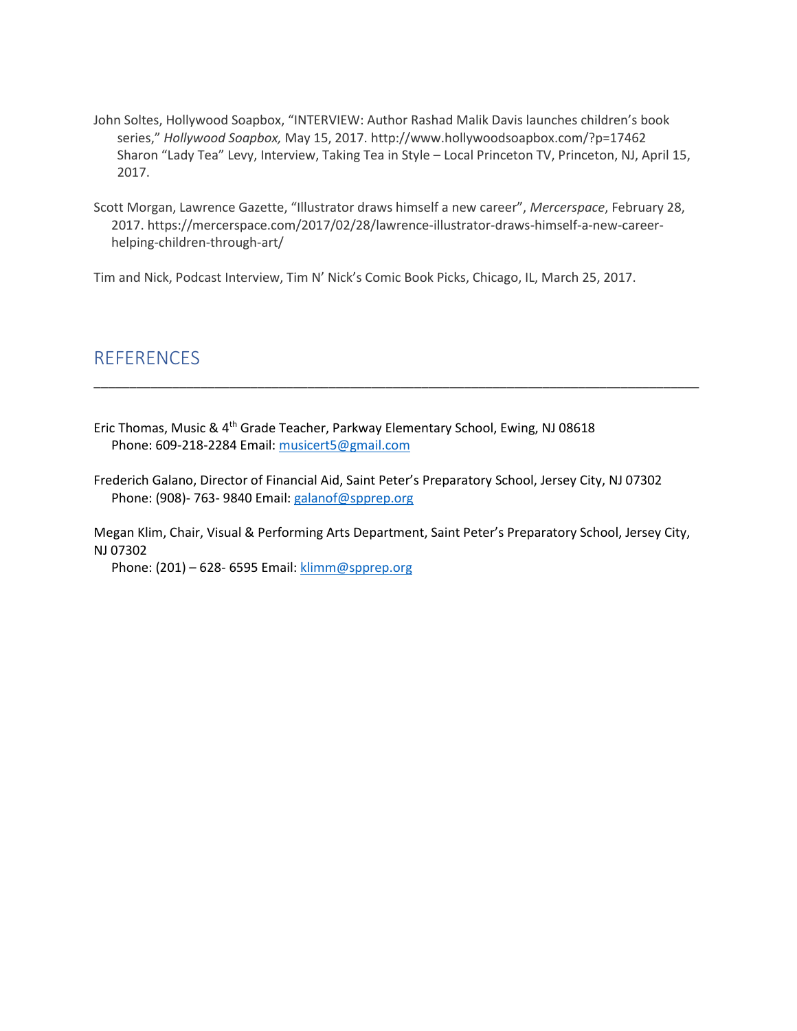John Soltes, Hollywood Soapbox, "INTERVIEW: Author Rashad Malik Davis launches children's book series," *Hollywood Soapbox,* May 15, 2017. http://www.hollywoodsoapbox.com/?p=17462
Sharon "Lady Tea" Levy, Interview, Taking Tea in Style – Local Princeton TV, Princeton, NJ, April 15, 2017.

Scott Morgan, Lawrence Gazette, "Illustrator draws himself a new career", *Mercerspace*, February 28, 2017. https://mercerspace.com/2017/02/28/lawrence-illustrator-draws-himself-a-new-career-helping-children-through-art/

Tim and Nick, Podcast Interview, Tim N' Nick's Comic Book Picks, Chicago, IL, March 25, 2017.

## REFERENCES

Eric Thomas, Music & 4th Grade Teacher, Parkway Elementary School, Ewing, NJ 08618
Phone: 609-218-2284 Email: musicert5@gmail.com

Frederich Galano, Director of Financial Aid, Saint Peter's Preparatory School, Jersey City, NJ 07302
Phone: (908)- 763- 9840 Email: galanof@spprep.org

Megan Klim, Chair, Visual & Performing Arts Department, Saint Peter's Preparatory School, Jersey City, NJ 07302
Phone: (201) – 628- 6595 Email: klimm@spprep.org